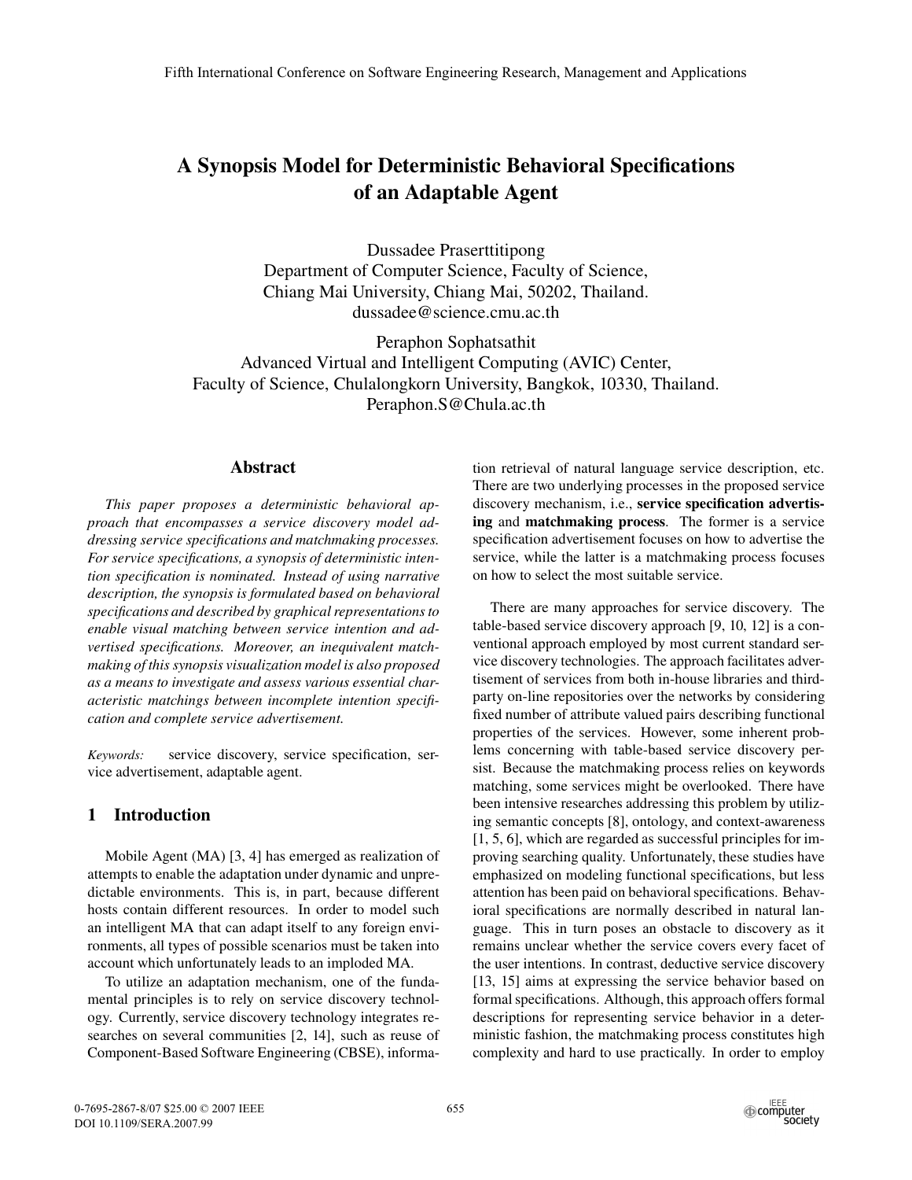# A Synopsis Model for Deterministic Behavioral Specifications of an Adaptable Agent

Dussadee Praserttitipong
Department of Computer Science, Faculty of Science,
Chiang Mai University, Chiang Mai, 50202, Thailand.
dussadee@science.cmu.ac.th

Peraphon Sophatsathit
Advanced Virtual and Intelligent Computing (AVIC) Center,
Faculty of Science, Chulalongkorn University, Bangkok, 10330, Thailand.
Peraphon.S@Chula.ac.th

## Abstract

*This paper proposes a deterministic behavioral approach that encompasses a service discovery model addressing service specifications and matchmaking processes. For service specifications, a synopsis of deterministic intention specification is nominated. Instead of using narrative description, the synopsis is formulated based on behavioral specifications and described by graphical representations to enable visual matching between service intention and advertised specifications. Moreover, an inequivalent matchmaking of this synopsis visualization model is also proposed as a means to investigate and assess various essential characteristic matchings between incomplete intention specification and complete service advertisement.*

*Keywords:* service discovery, service specification, service advertisement, adaptable agent.

## 1 Introduction

Mobile Agent (MA) [3, 4] has emerged as realization of attempts to enable the adaptation under dynamic and unpredictable environments. This is, in part, because different hosts contain different resources. In order to model such an intelligent MA that can adapt itself to any foreign environments, all types of possible scenarios must be taken into account which unfortunately leads to an imploded MA.

To utilize an adaptation mechanism, one of the fundamental principles is to rely on service discovery technology. Currently, service discovery technology integrates researches on several communities [2, 14], such as reuse of Component-Based Software Engineering (CBSE), information retrieval of natural language service description, etc. There are two underlying processes in the proposed service discovery mechanism, i.e., **service specification advertising** and **matchmaking process**. The former is a service specification advertisement focuses on how to advertise the service, while the latter is a matchmaking process focuses on how to select the most suitable service.

There are many approaches for service discovery. The table-based service discovery approach [9, 10, 12] is a conventional approach employed by most current standard service discovery technologies. The approach facilitates advertisement of services from both in-house libraries and third-party on-line repositories over the networks by considering fixed number of attribute valued pairs describing functional properties of the services. However, some inherent problems concerning with table-based service discovery persist. Because the matchmaking process relies on keywords matching, some services might be overlooked. There have been intensive researches addressing this problem by utilizing semantic concepts [8], ontology, and context-awareness [1, 5, 6], which are regarded as successful principles for improving searching quality. Unfortunately, these studies have emphasized on modeling functional specifications, but less attention has been paid on behavioral specifications. Behavioral specifications are normally described in natural language. This in turn poses an obstacle to discovery as it remains unclear whether the service covers every facet of the user intentions. In contrast, deductive service discovery [13, 15] aims at expressing the service behavior based on formal specifications. Although, this approach offers formal descriptions for representing service behavior in a deterministic fashion, the matchmaking process constitutes high complexity and hard to use practically. In order to employ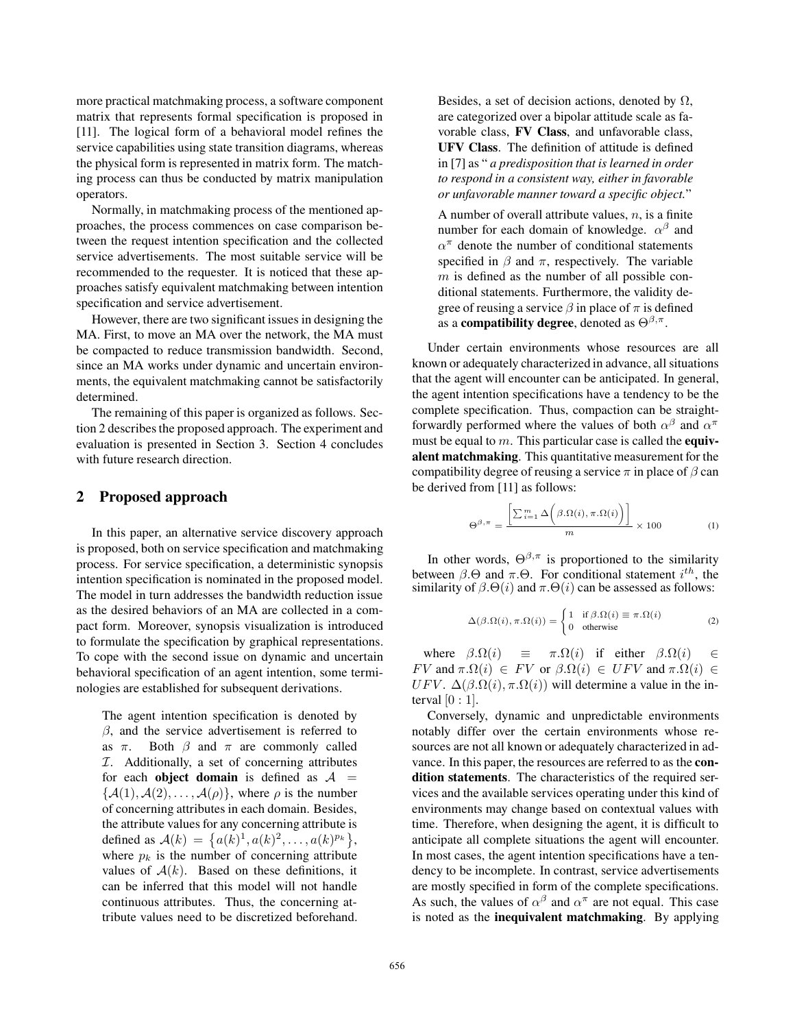more practical matchmaking process, a software component matrix that represents formal specification is proposed in [11]. The logical form of a behavioral model refines the service capabilities using state transition diagrams, whereas the physical form is represented in matrix form. The matching process can thus be conducted by matrix manipulation operators.

Normally, in matchmaking process of the mentioned approaches, the process commences on case comparison between the request intention specification and the collected service advertisements. The most suitable service will be recommended to the requester. It is noticed that these approaches satisfy equivalent matchmaking between intention specification and service advertisement.

However, there are two significant issues in designing the MA. First, to move an MA over the network, the MA must be compacted to reduce transmission bandwidth. Second, since an MA works under dynamic and uncertain environments, the equivalent matchmaking cannot be satisfactorily determined.

The remaining of this paper is organized as follows. Section 2 describes the proposed approach. The experiment and evaluation is presented in Section 3. Section 4 concludes with future research direction.

## 2 Proposed approach

In this paper, an alternative service discovery approach is proposed, both on service specification and matchmaking process. For service specification, a deterministic synopsis intention specification is nominated in the proposed model. The model in turn addresses the bandwidth reduction issue as the desired behaviors of an MA are collected in a compact form. Moreover, synopsis visualization is introduced to formulate the specification by graphical representations. To cope with the second issue on dynamic and uncertain behavioral specification of an agent intention, some terminologies are established for subsequent derivations.

> The agent intention specification is denoted by $\beta$, and the service advertisement is referred to as $\pi$. Both $\beta$ and $\pi$ are commonly called $\mathcal{I}$. Additionally, a set of concerning attributes for each **object domain** is defined as $\mathcal{A} = \{\mathcal{A}(1), \mathcal{A}(2), \ldots, \mathcal{A}(\rho)\}$, where $\rho$ is the number of concerning attributes in each domain. Besides, the attribute values for any concerning attribute is defined as $\mathcal{A}(k) = \{a(k)^1, a(k)^2, \ldots, a(k)^{p_k}\}$, where $p_k$ is the number of concerning attribute values of $\mathcal{A}(k)$. Based on these definitions, it can be inferred that this model will not handle continuous attributes. Thus, the concerning attribute values need to be discretized beforehand.
>
> Besides, a set of decision actions, denoted by $\Omega$, are categorized over a bipolar attitude scale as favorable class, **FV Class**, and unfavorable class, **UFV Class**. The definition of attitude is defined in [7] as "*a predisposition that is learned in order to respond in a consistent way, either in favorable or unfavorable manner toward a specific object.*"
>
> A number of overall attribute values, $n$, is a finite number for each domain of knowledge. $\alpha^{\beta}$ and $\alpha^{\pi}$ denote the number of conditional statements specified in $\beta$ and $\pi$, respectively. The variable $m$ is defined as the number of all possible conditional statements. Furthermore, the validity degree of reusing a service $\beta$ in place of $\pi$ is defined as a **compatibility degree**, denoted as $\Theta^{\beta,\pi}$.

Under certain environments whose resources are all known or adequately characterized in advance, all situations that the agent will encounter can be anticipated. In general, the agent intention specifications have a tendency to be the complete specification. Thus, compaction can be straightforwardly performed where the values of both $\alpha^{\beta}$ and $\alpha^{\pi}$ must be equal to $m$. This particular case is called the **equivalent matchmaking**. This quantitative measurement for the compatibility degree of reusing a service $\pi$ in place of $\beta$ can be derived from [11] as follows:

$$\Theta^{\beta,\pi} = \frac{\left[\sum_{i=1}^{m} \Delta\Big(\beta.\Omega(i), \pi.\Omega(i)\Big)\right]}{m} \times 100 \tag{1}$$

In other words, $\Theta^{\beta,\pi}$ is proportioned to the similarity between $\beta.\Theta$ and $\pi.\Theta$. For conditional statement $i^{th}$, the similarity of $\beta.\Theta(i)$ and $\pi.\Theta(i)$ can be assessed as follows:

$$\Delta(\beta.\Omega(i), \pi.\Omega(i)) = \begin{cases} 1 & \text{if } \beta.\Omega(i) \equiv \pi.\Omega(i) \\ 0 & \text{otherwise} \end{cases} \tag{2}$$

where $\beta.\Omega(i) \equiv \pi.\Omega(i)$ if either $\beta.\Omega(i) \in FV$ and $\pi.\Omega(i) \in FV$ or $\beta.\Omega(i) \in UFV$ and $\pi.\Omega(i) \in UFV$. $\Delta(\beta.\Omega(i), \pi.\Omega(i))$ will determine a value in the interval $[0:1]$.

Conversely, dynamic and unpredictable environments notably differ over the certain environments whose resources are not all known or adequately characterized in advance. In this paper, the resources are referred to as the **condition statements**. The characteristics of the required services and the available services operating under this kind of environments may change based on contextual values with time. Therefore, when designing the agent, it is difficult to anticipate all complete situations the agent will encounter. In most cases, the agent intention specifications have a tendency to be incomplete. In contrast, service advertisements are mostly specified in form of the complete specifications. As such, the values of $\alpha^{\beta}$ and $\alpha^{\pi}$ are not equal. This case is noted as the **inequivalent matchmaking**. By applying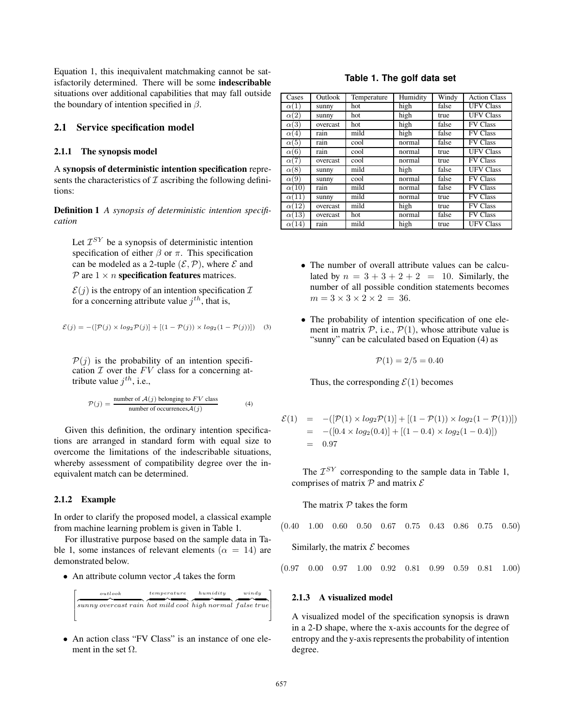Equation 1, this inequivalent matchmaking cannot be satisfactorily determined. There will be some **indescribable** situations over additional capabilities that may fall outside the boundary of intention specified in $\beta$.

## 2.1 Service specification model

### 2.1.1 The synopsis model

A **synopsis of deterministic intention specification** represents the characteristics of $\mathcal{I}$ ascribing the following definitions:

**Definition 1** *A synopsis of deterministic intention specification*

> Let $\mathcal{I}^{SY}$ be a synopsis of deterministic intention specification of either $\beta$ or $\pi$. This specification can be modeled as a 2-tuple $(\mathcal{E}, \mathcal{P})$, where $\mathcal{E}$ and $\mathcal{P}$ are $1 \times n$ **specification features** matrices.
>
> $\mathcal{E}(j)$ is the entropy of an intention specification $\mathcal{I}$ for a concerning attribute value $j^{th}$, that is,
>
> $$\mathcal{E}(j) = -([\mathcal{P}(j) \times log_2 \mathcal{P}(j)] + [(1 - \mathcal{P}(j)) \times log_2(1 - \mathcal{P}(j))]) \quad (3)$$
>
> $\mathcal{P}(j)$ is the probability of an intention specification $\mathcal{I}$ over the $FV$ class for a concerning attribute value $j^{th}$, i.e.,
>
> $$\mathcal{P}(j) = \frac{\text{number of } \mathcal{A}(j) \text{ belonging to } FV \text{ class}}{\text{number of occurrences} \mathcal{A}(j)} \quad (4)$$

Given this definition, the ordinary intention specifications are arranged in standard form with equal size to overcome the limitations of the indescribable situations, whereby assessment of compatibility degree over the inequivalent match can be determined.

### 2.1.2 Example

In order to clarify the proposed model, a classical example from machine learning problem is given in Table 1.

For illustrative purpose based on the sample data in Table 1, some instances of relevant elements ($\alpha = 14$) are demonstrated below.

- An attribute column vector $\mathcal{A}$ takes the form

$$\begin{bmatrix} \overbrace{sunny\ overcast\ rain}^{outlook} \ \overbrace{hot\ mild\ cool}^{temperature} \ \overbrace{high\ normal}^{humidity} \ \overbrace{false\ true}^{windy} \\ \end{bmatrix}$$

- An action class "FV Class" is an instance of one element in the set $\Omega$.

**Table 1. The golf data set**

| Cases | Outlook | Temperature | Humidity | Windy | Action Class |
|---|---|---|---|---|---|
| $\alpha(1)$ | sunny | hot | high | false | UFV Class |
| $\alpha(2)$ | sunny | hot | high | true | UFV Class |
| $\alpha(3)$ | overcast | hot | high | false | FV Class |
| $\alpha(4)$ | rain | mild | high | false | FV Class |
| $\alpha(5)$ | rain | cool | normal | false | FV Class |
| $\alpha(6)$ | rain | cool | normal | true | UFV Class |
| $\alpha(7)$ | overcast | cool | normal | true | FV Class |
| $\alpha(8)$ | sunny | mild | high | false | UFV Class |
| $\alpha(9)$ | sunny | cool | normal | false | FV Class |
| $\alpha(10)$ | rain | mild | normal | false | FV Class |
| $\alpha(11)$ | sunny | mild | normal | true | FV Class |
| $\alpha(12)$ | overcast | mild | high | true | FV Class |
| $\alpha(13)$ | overcast | hot | normal | false | FV Class |
| $\alpha(14)$ | rain | mild | high | true | UFV Class |

- The number of overall attribute values can be calculated by $n = 3 + 3 + 2 + 2 = 10$. Similarly, the number of all possible condition statements becomes $m = 3 \times 3 \times 2 \times 2 = 36$.

- The probability of intention specification of one element in matrix $\mathcal{P}$, i.e., $\mathcal{P}(1)$, whose attribute value is "sunny" can be calculated based on Equation (4) as

$$\mathcal{P}(1) = 2/5 = 0.40$$

Thus, the corresponding $\mathcal{E}(1)$ becomes

$$\begin{aligned} \mathcal{E}(1) &= -([\mathcal{P}(1) \times log_2 \mathcal{P}(1)] + [(1 - \mathcal{P}(1)) \times log_2(1 - \mathcal{P}(1))]) \\ &= -([0.4 \times log_2(0.4)] + [(1 - 0.4) \times log_2(1 - 0.4)]) \\ &= 0.97 \end{aligned}$$

The $\mathcal{I}^{SY}$ corresponding to the sample data in Table 1, comprises of matrix $\mathcal{P}$ and matrix $\mathcal{E}$

The matrix $\mathcal{P}$ takes the form

$$\begin{pmatrix} 0.40 & 1.00 & 0.60 & 0.50 & 0.67 & 0.75 & 0.43 & 0.86 & 0.75 & 0.50 \end{pmatrix}$$

Similarly, the matrix $\mathcal{E}$ becomes

$$\begin{pmatrix} 0.97 & 0.00 & 0.97 & 1.00 & 0.92 & 0.81 & 0.99 & 0.59 & 0.81 & 1.00 \end{pmatrix}$$

### 2.1.3 A visualized model

A visualized model of the specification synopsis is drawn in a 2-D shape, where the x-axis accounts for the degree of entropy and the y-axis represents the probability of intention degree.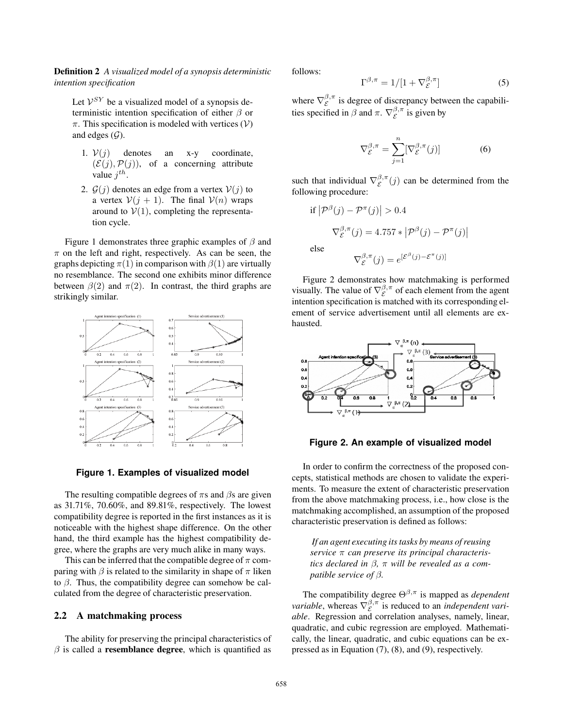**Definition 2** *A visualized model of a synopsis deterministic intention specification*

> Let $\mathcal{V}^{SY}$ be a visualized model of a synopsis deterministic intention specification of either $\beta$ or $\pi$. This specification is modeled with vertices ($\mathcal{V}$) and edges ($\mathcal{G}$).
>
> 1. $\mathcal{V}(j)$ denotes an x-y coordinate, $(\mathcal{E}(j), \mathcal{P}(j))$, of a concerning attribute value $j^{th}$.
> 2. $\mathcal{G}(j)$ denotes an edge from a vertex $\mathcal{V}(j)$ to a vertex $\mathcal{V}(j+1)$. The final $\mathcal{V}(n)$ wraps around to $\mathcal{V}(1)$, completing the representation cycle.

Figure 1 demonstrates three graphic examples of $\beta$ and $\pi$ on the left and right, respectively. As can be seen, the graphs depicting $\pi(1)$ in comparison with $\beta(1)$ are virtually no resemblance. The second one exhibits minor difference between $\beta(2)$ and $\pi(2)$. In contrast, the third graphs are strikingly similar.

**Figure 1. Examples of visualized model**

The resulting compatible degrees of $\pi$s and $\beta$s are given as 31.71%, 70.60%, and 89.81%, respectively. The lowest compatibility degree is reported in the first instances as it is noticeable with the highest shape difference. On the other hand, the third example has the highest compatibility degree, where the graphs are very much alike in many ways.

This can be inferred that the compatible degree of $\pi$ comparing with $\beta$ is related to the similarity in shape of $\pi$ liken to $\beta$. Thus, the compatibility degree can somehow be calculated from the degree of characteristic preservation.

## 2.2 A matchmaking process

The ability for preserving the principal characteristics of $\beta$ is called a **resemblance degree**, which is quantified as follows:

$$\Gamma^{\beta,\pi} = 1/[1 + \nabla_{\mathcal{E}}^{\beta,\pi}] \tag{5}$$

where $\nabla_{\mathcal{E}}^{\beta,\pi}$ is degree of discrepancy between the capabilities specified in $\beta$ and $\pi$. $\nabla_{\mathcal{E}}^{\beta,\pi}$ is given by

$$\nabla_{\mathcal{E}}^{\beta,\pi} = \sum_{j=1}^{n} [\nabla_{\mathcal{E}}^{\beta,\pi}(j)] \tag{6}$$

such that individual $\nabla_{\mathcal{E}}^{\beta,\pi}(j)$ can be determined from the following procedure:

if $\left|\mathcal{P}^{\beta}(j) - \mathcal{P}^{\pi}(j)\right| > 0.4$

$$\nabla_{\mathcal{E}}^{\beta,\pi}(j) = 4.757 * \left|\mathcal{P}^{\beta}(j) - \mathcal{P}^{\pi}(j)\right|$$

else

$$\nabla_{\mathcal{E}}^{\beta,\pi}(j) = e^{[\mathcal{E}^{\beta}(j) - \mathcal{E}^{\pi}(j)]}$$

Figure 2 demonstrates how matchmaking is performed visually. The value of $\nabla_{\mathcal{E}}^{\beta,\pi}$ of each element from the agent intention specification is matched with its corresponding element of service advertisement until all elements are exhausted.

**Figure 2. An example of visualized model**

In order to confirm the correctness of the proposed concepts, statistical methods are chosen to validate the experiments. To measure the extent of characteristic preservation from the above matchmaking process, i.e., how close is the matchmaking accomplished, an assumption of the proposed characteristic preservation is defined as follows:

> *If an agent executing its tasks by means of reusing service $\pi$ can preserve its principal characteristics declared in $\beta$, $\pi$ will be revealed as a compatible service of $\beta$.*

The compatibility degree $\Theta^{\beta,\pi}$ is mapped as *dependent variable*, whereas $\nabla_{\mathcal{E}}^{\beta,\pi}$ is reduced to an *independent variable*. Regression and correlation analyses, namely, linear, quadratic, and cubic regression are employed. Mathematically, the linear, quadratic, and cubic equations can be expressed as in Equation (7), (8), and (9), respectively.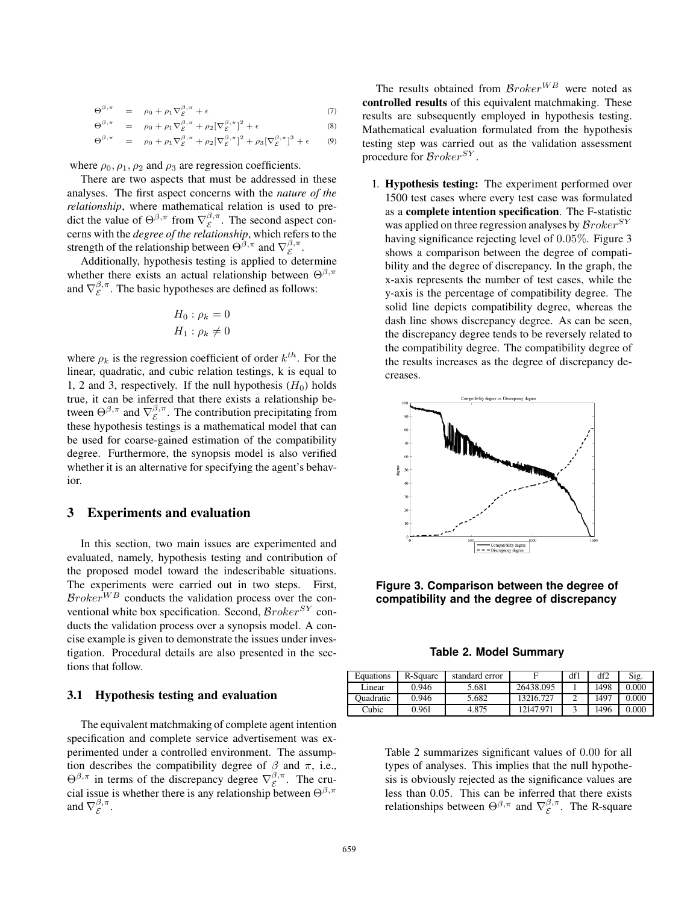$$\Theta^{\beta,\pi} = \rho_0 + \rho_1 \nabla_{\mathcal{E}}^{\beta,\pi} + \epsilon \quad (7)$$

$$\Theta^{\beta,\pi} = \rho_0 + \rho_1 \nabla_{\mathcal{E}}^{\beta,\pi} + \rho_2 [\nabla_{\mathcal{E}}^{\beta,\pi}]^2 + \epsilon \quad (8)$$

$$\Theta^{\beta,\pi} = \rho_0 + \rho_1 \nabla_{\mathcal{E}}^{\beta,\pi} + \rho_2 [\nabla_{\mathcal{E}}^{\beta,\pi}]^2 + \rho_3 [\nabla_{\mathcal{E}}^{\beta,\pi}]^3 + \epsilon \quad (9)$$

where $\rho_0, \rho_1, \rho_2$ and $\rho_3$ are regression coefficients.

There are two aspects that must be addressed in these analyses. The first aspect concerns with the *nature of the relationship*, where mathematical relation is used to predict the value of $\Theta^{\beta,\pi}$ from $\nabla_{\mathcal{E}}^{\beta,\pi}$. The second aspect concerns with the *degree of the relationship*, which refers to the strength of the relationship between $\Theta^{\beta,\pi}$ and $\nabla_{\mathcal{E}}^{\beta,\pi}$.

Additionally, hypothesis testing is applied to determine whether there exists an actual relationship between $\Theta^{\beta,\pi}$ and $\nabla_{\mathcal{E}}^{\beta,\pi}$. The basic hypotheses are defined as follows:

$$H_0 : \rho_k = 0$$
$$H_1 : \rho_k \neq 0$$

where $\rho_k$ is the regression coefficient of order $k^{th}$. For the linear, quadratic, and cubic relation testings, k is equal to 1, 2 and 3, respectively. If the null hypothesis ($H_0$) holds true, it can be inferred that there exists a relationship between $\Theta^{\beta,\pi}$ and $\nabla_{\mathcal{E}}^{\beta,\pi}$. The contribution precipitating from these hypothesis testings is a mathematical model that can be used for coarse-gained estimation of the compatibility degree. Furthermore, the synopsis model is also verified whether it is an alternative for specifying the agent's behavior.

## 3 Experiments and evaluation

In this section, two main issues are experimented and evaluated, namely, hypothesis testing and contribution of the proposed model toward the indescribable situations. The experiments were carried out in two steps. First, $\mathcal{B}roker^{WB}$ conducts the validation process over the conventional white box specification. Second, $\mathcal{B}roker^{SY}$ conducts the validation process over a synopsis model. A concise example is given to demonstrate the issues under investigation. Procedural details are also presented in the sections that follow.

### 3.1 Hypothesis testing and evaluation

The equivalent matchmaking of complete agent intention specification and complete service advertisement was experimented under a controlled environment. The assumption describes the compatibility degree of $\beta$ and $\pi$, i.e., $\Theta^{\beta,\pi}$ in terms of the discrepancy degree $\nabla_{\mathcal{E}}^{\beta,\pi}$. The crucial issue is whether there is any relationship between $\Theta^{\beta,\pi}$ and $\nabla_{\mathcal{E}}^{\beta,\pi}$.

The results obtained from $\mathcal{B}roker^{WB}$ were noted as **controlled results** of this equivalent matchmaking. These results are subsequently employed in hypothesis testing. Mathematical evaluation formulated from the hypothesis testing step was carried out as the validation assessment procedure for $\mathcal{B}roker^{SY}$.

1. **Hypothesis testing:** The experiment performed over 1500 test cases where every test case was formulated as a **complete intention specification**. The F-statistic was applied on three regression analyses by $\mathcal{B}roker^{SY}$ having significance rejecting level of $0.05\%$. Figure 3 shows a comparison between the degree of compatibility and the degree of discrepancy. In the graph, the x-axis represents the number of test cases, while the y-axis is the percentage of compatibility degree. The solid line depicts compatibility degree, whereas the dash line shows discrepancy degree. As can be seen, the discrepancy degree tends to be reversely related to the compatibility degree. The compatibility degree of the results increases as the degree of discrepancy decreases.

**Figure 3. Comparison between the degree of compatibility and the degree of discrepancy**

**Table 2. Model Summary**

| Equations | R-Square | standard error | F | df1 | df2 | Sig. |
|---|---|---|---|---|---|---|
| Linear | 0.946 | 5.681 | 26438.095 | 1 | 1498 | 0.000 |
| Quadratic | 0.946 | 5.682 | 13216.727 | 2 | 1497 | 0.000 |
| Cubic | 0.961 | 4.875 | 12147.971 | 3 | 1496 | 0.000 |

Table 2 summarizes significant values of $0.00$ for all types of analyses. This implies that the null hypothesis is obviously rejected as the significance values are less than 0.05. This can be inferred that there exists relationships between $\Theta^{\beta,\pi}$ and $\nabla_{\mathcal{E}}^{\beta,\pi}$. The R-square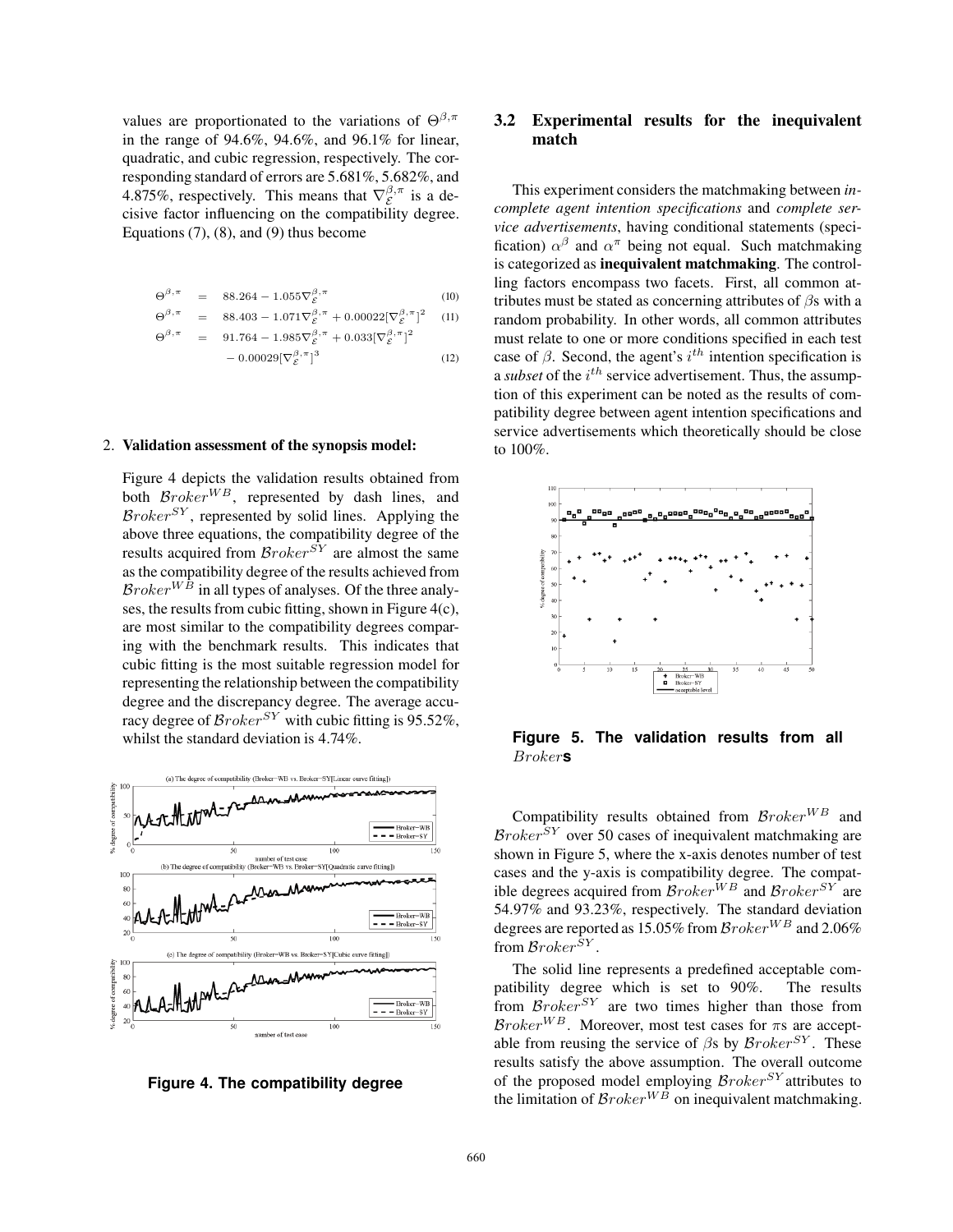values are proportionated to the variations of $\Theta^{\beta,\pi}$ in the range of 94.6%, 94.6%, and 96.1% for linear, quadratic, and cubic regression, respectively. The corresponding standard of errors are 5.681%, 5.682%, and 4.875%, respectively. This means that $\nabla_{\mathcal{E}}^{\beta,\pi}$ is a decisive factor influencing on the compatibility degree. Equations (7), (8), and (9) thus become

$$\Theta^{\beta,\pi} = 88.264 - 1.055\nabla_{\mathcal{E}}^{\beta,\pi} \quad (10)$$

$$\Theta^{\beta,\pi} = 88.403 - 1.071\nabla_{\mathcal{E}}^{\beta,\pi} + 0.00022[\nabla_{\mathcal{E}}^{\beta,\pi}]^2 \quad (11)$$

$$\Theta^{\beta,\pi} = 91.764 - 1.985\nabla_{\mathcal{E}}^{\beta,\pi} + 0.033[\nabla_{\mathcal{E}}^{\beta,\pi}]^2 - 0.00029[\nabla_{\mathcal{E}}^{\beta,\pi}]^3 \quad (12)$$

2. **Validation assessment of the synopsis model:**

   Figure 4 depicts the validation results obtained from both $\mathcal{B}roker^{WB}$, represented by dash lines, and $\mathcal{B}roker^{SY}$, represented by solid lines. Applying the above three equations, the compatibility degree of the results acquired from $\mathcal{B}roker^{SY}$ are almost the same as the compatibility degree of the results achieved from $\mathcal{B}roker^{WB}$ in all types of analyses. Of the three analyses, the results from cubic fitting, shown in Figure 4(c), are most similar to the compatibility degrees comparing with the benchmark results. This indicates that cubic fitting is the most suitable regression model for representing the relationship between the compatibility degree and the discrepancy degree. The average accuracy degree of $\mathcal{B}roker^{SY}$ with cubic fitting is 95.52%, whilst the standard deviation is 4.74%.

**Figure 4. The compatibility degree**

### 3.2 Experimental results for the inequivalent match

This experiment considers the matchmaking between *incomplete agent intention specifications* and *complete service advertisements*, having conditional statements (specification) $\alpha^{\beta}$ and $\alpha^{\pi}$ being not equal. Such matchmaking is categorized as **inequivalent matchmaking**. The controlling factors encompass two facets. First, all common attributes must be stated as concerning attributes of $\beta$s with a random probability. In other words, all common attributes must relate to one or more conditions specified in each test case of $\beta$. Second, the agent's $i^{th}$ intention specification is a *subset* of the $i^{th}$ service advertisement. Thus, the assumption of this experiment can be noted as the results of compatibility degree between agent intention specifications and service advertisements which theoretically should be close to 100%.

**Figure 5. The validation results from all $Broker$s**

Compatibility results obtained from $\mathcal{B}roker^{WB}$ and $\mathcal{B}roker^{SY}$ over 50 cases of inequivalent matchmaking are shown in Figure 5, where the x-axis denotes number of test cases and the y-axis is compatibility degree. The compatible degrees acquired from $\mathcal{B}roker^{WB}$ and $\mathcal{B}roker^{SY}$ are 54.97% and 93.23%, respectively. The standard deviation degrees are reported as 15.05% from $\mathcal{B}roker^{WB}$ and 2.06% from $\mathcal{B}roker^{SY}$.

The solid line represents a predefined acceptable compatibility degree which is set to 90%. The results from $\mathcal{B}roker^{SY}$ are two times higher than those from $\mathcal{B}roker^{WB}$. Moreover, most test cases for $\pi$s are acceptable from reusing the service of $\beta$s by $\mathcal{B}roker^{SY}$. These results satisfy the above assumption. The overall outcome of the proposed model employing $\mathcal{B}roker^{SY}$ attributes to the limitation of $\mathcal{B}roker^{WB}$ on inequivalent matchmaking.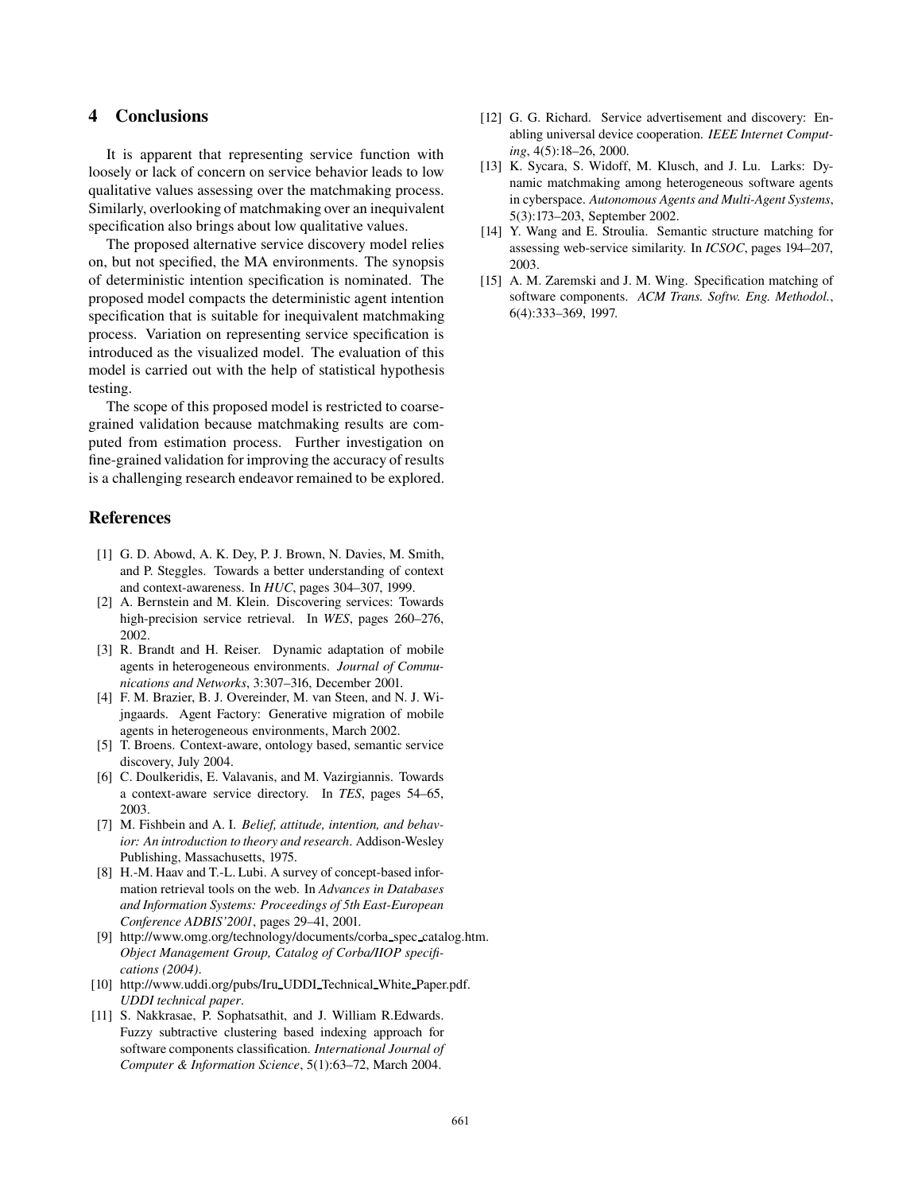## 4 Conclusions

It is apparent that representing service function with loosely or lack of concern on service behavior leads to low qualitative values assessing over the matchmaking process. Similarly, overlooking of matchmaking over an inequivalent specification also brings about low qualitative values.

The proposed alternative service discovery model relies on, but not specified, the MA environments. The synopsis of deterministic intention specification is nominated. The proposed model compacts the deterministic agent intention specification that is suitable for inequivalent matchmaking process. Variation on representing service specification is introduced as the visualized model. The evaluation of this model is carried out with the help of statistical hypothesis testing.

The scope of this proposed model is restricted to coarse-grained validation because matchmaking results are computed from estimation process. Further investigation on fine-grained validation for improving the accuracy of results is a challenging research endeavor remained to be explored.

## References

[1] G. D. Abowd, A. K. Dey, P. J. Brown, N. Davies, M. Smith, and P. Steggles. Towards a better understanding of context and context-awareness. In *HUC*, pages 304–307, 1999.

[2] A. Bernstein and M. Klein. Discovering services: Towards high-precision service retrieval. In *WES*, pages 260–276, 2002.

[3] R. Brandt and H. Reiser. Dynamic adaptation of mobile agents in heterogeneous environments. *Journal of Communications and Networks*, 3:307–316, December 2001.

[4] F. M. Brazier, B. J. Overeinder, M. van Steen, and N. J. Wijngaards. Agent Factory: Generative migration of mobile agents in heterogeneous environments, March 2002.

[5] T. Broens. Context-aware, ontology based, semantic service discovery, July 2004.

[6] C. Doulkeridis, E. Valavanis, and M. Vazirgiannis. Towards a context-aware service directory. In *TES*, pages 54–65, 2003.

[7] M. Fishbein and A. I. *Belief, attitude, intention, and behavior: An introduction to theory and research*. Addison-Wesley Publishing, Massachusetts, 1975.

[8] H.-M. Haav and T.-L. Lubi. A survey of concept-based information retrieval tools on the web. In *Advances in Databases and Information Systems: Proceedings of 5th East-European Conference ADBIS'2001*, pages 29–41, 2001.

[9] http://www.omg.org/technology/documents/corba_spec_catalog.htm. *Object Management Group, Catalog of Corba/IIOP specifications (2004)*.

[10] http://www.uddi.org/pubs/Iru_UDDI_Technical_White_Paper.pdf. *UDDI technical paper*.

[11] S. Nakkrasae, P. Sophatsathit, and J. William R.Edwards. Fuzzy subtractive clustering based indexing approach for software components classification. *International Journal of Computer & Information Science*, 5(1):63–72, March 2004.

[12] G. G. Richard. Service advertisement and discovery: Enabling universal device cooperation. *IEEE Internet Computing*, 4(5):18–26, 2000.

[13] K. Sycara, S. Widoff, M. Klusch, and J. Lu. Larks: Dynamic matchmaking among heterogeneous software agents in cyberspace. *Autonomous Agents and Multi-Agent Systems*, 5(3):173–203, September 2002.

[14] Y. Wang and E. Stroulia. Semantic structure matching for assessing web-service similarity. In *ICSOC*, pages 194–207, 2003.

[15] A. M. Zaremski and J. M. Wing. Specification matching of software components. *ACM Trans. Softw. Eng. Methodol.*, 6(4):333–369, 1997.